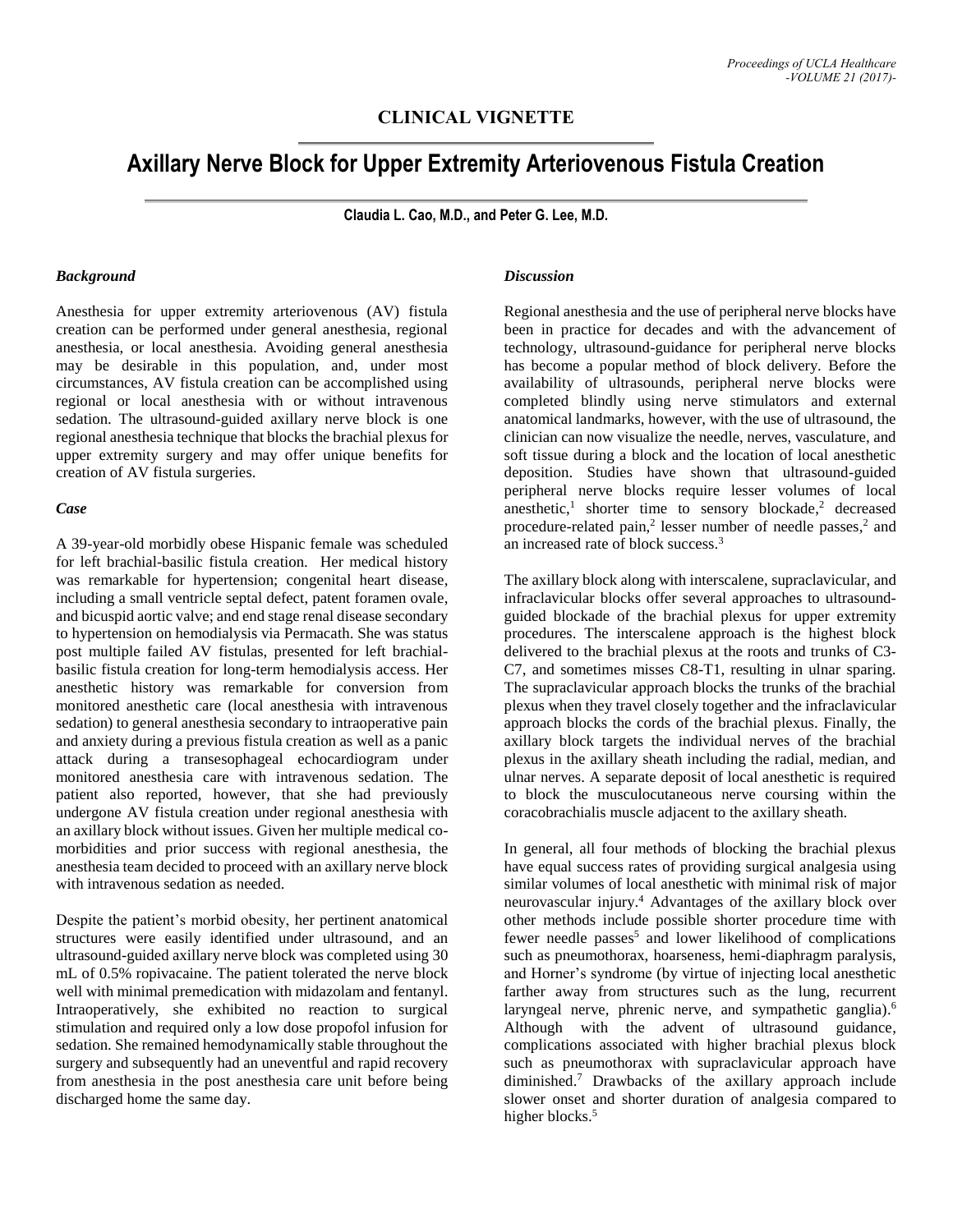## CLINICAL VIGNETTE

# Axillary Nerve Block for Upper Extremity Arteriovenous Fistula Creation

**Claudia L. Cao, M.D., and Peter G. Lee, M.D.**

### *Background*

Anesthesia for upper extremity arteriovenous (AV) fistula creation can be performed under general anesthesia, regional anesthesia, or local anesthesia. Avoiding general anesthesia may be desirable in this population, and, under most circumstances, AV fistula creation can be accomplished using regional or local anesthesia with or without intravenous sedation. The ultrasound-guided axillary nerve block is one regional anesthesia technique that blocks the brachial plexus for upper extremity surgery and may offer unique benefits for creation of AV fistula surgeries.

### *Case*

A 39-year-old morbidly obese Hispanic female was scheduled for left brachial-basilic fistula creation. Her medical history was remarkable for hypertension; congenital heart disease, including a small ventricle septal defect, patent foramen ovale, and bicuspid aortic valve; and end stage renal disease secondary to hypertension on hemodialysis via Permacath. She was status post multiple failed AV fistulas, presented for left brachial-basilic fistula creation for long-term hemodialysis access. Her anesthetic history was remarkable for conversion from monitored anesthetic care (local anesthesia with intravenous sedation) to general anesthesia secondary to intraoperative pain and anxiety during a previous fistula creation as well as a panic attack during a transesophageal echocardiogram under monitored anesthesia care with intravenous sedation. The patient also reported, however, that she had previously undergone AV fistula creation under regional anesthesia with an axillary block without issues. Given her multiple medical co-morbidities and prior success with regional anesthesia, the anesthesia team decided to proceed with an axillary nerve block with intravenous sedation as needed.

Despite the patient's morbid obesity, her pertinent anatomical structures were easily identified under ultrasound, and an ultrasound-guided axillary nerve block was completed using 30 mL of 0.5% ropivacaine. The patient tolerated the nerve block well with minimal premedication with midazolam and fentanyl. Intraoperatively, she exhibited no reaction to surgical stimulation and required only a low dose propofol infusion for sedation. She remained hemodynamically stable throughout the surgery and subsequently had an uneventful and rapid recovery from anesthesia in the post anesthesia care unit before being discharged home the same day.

### *Discussion*

Regional anesthesia and the use of peripheral nerve blocks have been in practice for decades and with the advancement of technology, ultrasound-guidance for peripheral nerve blocks has become a popular method of block delivery. Before the availability of ultrasounds, peripheral nerve blocks were completed blindly using nerve stimulators and external anatomical landmarks, however, with the use of ultrasound, the clinician can now visualize the needle, nerves, vasculature, and soft tissue during a block and the location of local anesthetic deposition. Studies have shown that ultrasound-guided peripheral nerve blocks require lesser volumes of local anesthetic,[1] shorter time to sensory blockade,[2] decreased procedure-related pain,[2] lesser number of needle passes,[2] and an increased rate of block success.[3]

The axillary block along with interscalene, supraclavicular, and infraclavicular blocks offer several approaches to ultrasound-guided blockade of the brachial plexus for upper extremity procedures. The interscalene approach is the highest block delivered to the brachial plexus at the roots and trunks of C3-C7, and sometimes misses C8-T1, resulting in ulnar sparing. The supraclavicular approach blocks the trunks of the brachial plexus when they travel closely together and the infraclavicular approach blocks the cords of the brachial plexus. Finally, the axillary block targets the individual nerves of the brachial plexus in the axillary sheath including the radial, median, and ulnar nerves. A separate deposit of local anesthetic is required to block the musculocutaneous nerve coursing within the coracobrachialis muscle adjacent to the axillary sheath.

In general, all four methods of blocking the brachial plexus have equal success rates of providing surgical analgesia using similar volumes of local anesthetic with minimal risk of major neurovascular injury.[4] Advantages of the axillary block over other methods include possible shorter procedure time with fewer needle passes[5] and lower likelihood of complications such as pneumothorax, hoarseness, hemi-diaphragm paralysis, and Horner's syndrome (by virtue of injecting local anesthetic farther away from structures such as the lung, recurrent laryngeal nerve, phrenic nerve, and sympathetic ganglia).[6] Although with the advent of ultrasound guidance, complications associated with higher brachial plexus block such as pneumothorax with supraclavicular approach have diminished.[7] Drawbacks of the axillary approach include slower onset and shorter duration of analgesia compared to higher blocks.[5]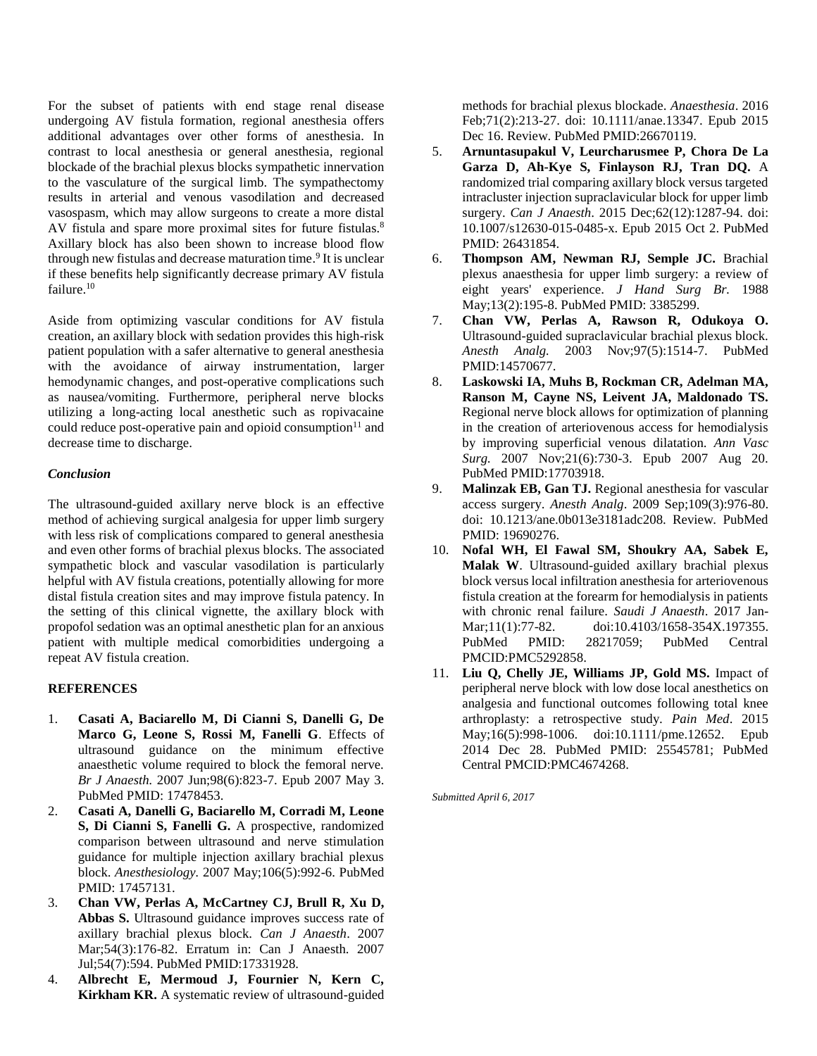For the subset of patients with end stage renal disease undergoing AV fistula formation, regional anesthesia offers additional advantages over other forms of anesthesia. In contrast to local anesthesia or general anesthesia, regional blockade of the brachial plexus blocks sympathetic innervation to the vasculature of the surgical limb. The sympathectomy results in arterial and venous vasodilation and decreased vasospasm, which may allow surgeons to create a more distal AV fistula and spare more proximal sites for future fistulas.[8] Axillary block has also been shown to increase blood flow through new fistulas and decrease maturation time.[9] It is unclear if these benefits help significantly decrease primary AV fistula failure.[10]

Aside from optimizing vascular conditions for AV fistula creation, an axillary block with sedation provides this high-risk patient population with a safer alternative to general anesthesia with the avoidance of airway instrumentation, larger hemodynamic changes, and post-operative complications such as nausea/vomiting. Furthermore, peripheral nerve blocks utilizing a long-acting local anesthetic such as ropivacaine could reduce post-operative pain and opioid consumption[11] and decrease time to discharge.

### *Conclusion*

The ultrasound-guided axillary nerve block is an effective method of achieving surgical analgesia for upper limb surgery with less risk of complications compared to general anesthesia and even other forms of brachial plexus blocks. The associated sympathetic block and vascular vasodilation is particularly helpful with AV fistula creations, potentially allowing for more distal fistula creation sites and may improve fistula patency. In the setting of this clinical vignette, the axillary block with propofol sedation was an optimal anesthetic plan for an anxious patient with multiple medical comorbidities undergoing a repeat AV fistula creation.

## REFERENCES

1. **Casati A, Baciarello M, Di Cianni S, Danelli G, De Marco G, Leone S, Rossi M, Fanelli G**. Effects of ultrasound guidance on the minimum effective anaesthetic volume required to block the femoral nerve. *Br J Anaesth.* 2007 Jun;98(6):823-7. Epub 2007 May 3. PubMed PMID: 17478453.
2. **Casati A, Danelli G, Baciarello M, Corradi M, Leone S, Di Cianni S, Fanelli G.** A prospective, randomized comparison between ultrasound and nerve stimulation guidance for multiple injection axillary brachial plexus block. *Anesthesiology.* 2007 May;106(5):992-6. PubMed PMID: 17457131.
3. **Chan VW, Perlas A, McCartney CJ, Brull R, Xu D, Abbas S.** Ultrasound guidance improves success rate of axillary brachial plexus block. *Can J Anaesth*. 2007 Mar;54(3):176-82. Erratum in: Can J Anaesth. 2007 Jul;54(7):594. PubMed PMID:17331928.
4. **Albrecht E, Mermoud J, Fournier N, Kern C, Kirkham KR.** A systematic review of ultrasound-guided methods for brachial plexus blockade. *Anaesthesia*. 2016 Feb;71(2):213-27. doi: 10.1111/anae.13347. Epub 2015 Dec 16. Review. PubMed PMID:26670119.
5. **Arnuntasupakul V, Leurcharusmee P, Chora De La Garza D, Ah-Kye S, Finlayson RJ, Tran DQ.** A randomized trial comparing axillary block versus targeted intracluster injection supraclavicular block for upper limb surgery. *Can J Anaesth*. 2015 Dec;62(12):1287-94. doi: 10.1007/s12630-015-0485-x. Epub 2015 Oct 2. PubMed PMID: 26431854.
6. **Thompson AM, Newman RJ, Semple JC.** Brachial plexus anaesthesia for upper limb surgery: a review of eight years' experience. *J Hand Surg Br.* 1988 May;13(2):195-8. PubMed PMID: 3385299.
7. **Chan VW, Perlas A, Rawson R, Odukoya O.** Ultrasound-guided supraclavicular brachial plexus block. *Anesth Analg.* 2003 Nov;97(5):1514-7. PubMed PMID:14570677.
8. **Laskowski IA, Muhs B, Rockman CR, Adelman MA, Ranson M, Cayne NS, Leivent JA, Maldonado TS.** Regional nerve block allows for optimization of planning in the creation of arteriovenous access for hemodialysis by improving superficial venous dilatation. *Ann Vasc Surg.* 2007 Nov;21(6):730-3. Epub 2007 Aug 20. PubMed PMID:17703918.
9. **Malinzak EB, Gan TJ.** Regional anesthesia for vascular access surgery. *Anesth Analg*. 2009 Sep;109(3):976-80. doi: 10.1213/ane.0b013e3181adc208. Review. PubMed PMID: 19690276.
10. **Nofal WH, El Fawal SM, Shoukry AA, Sabek E, Malak W**. Ultrasound-guided axillary brachial plexus block versus local infiltration anesthesia for arteriovenous fistula creation at the forearm for hemodialysis in patients with chronic renal failure. *Saudi J Anaesth*. 2017 Jan-Mar;11(1):77-82. doi:10.4103/1658-354X.197355. PubMed PMID: 28217059; PubMed Central PMCID:PMC5292858.
11. **Liu Q, Chelly JE, Williams JP, Gold MS.** Impact of peripheral nerve block with low dose local anesthetics on analgesia and functional outcomes following total knee arthroplasty: a retrospective study. *Pain Med*. 2015 May;16(5):998-1006. doi:10.1111/pme.12652. Epub 2014 Dec 28. PubMed PMID: 25545781; PubMed Central PMCID:PMC4674268.

*Submitted April 6, 2017*